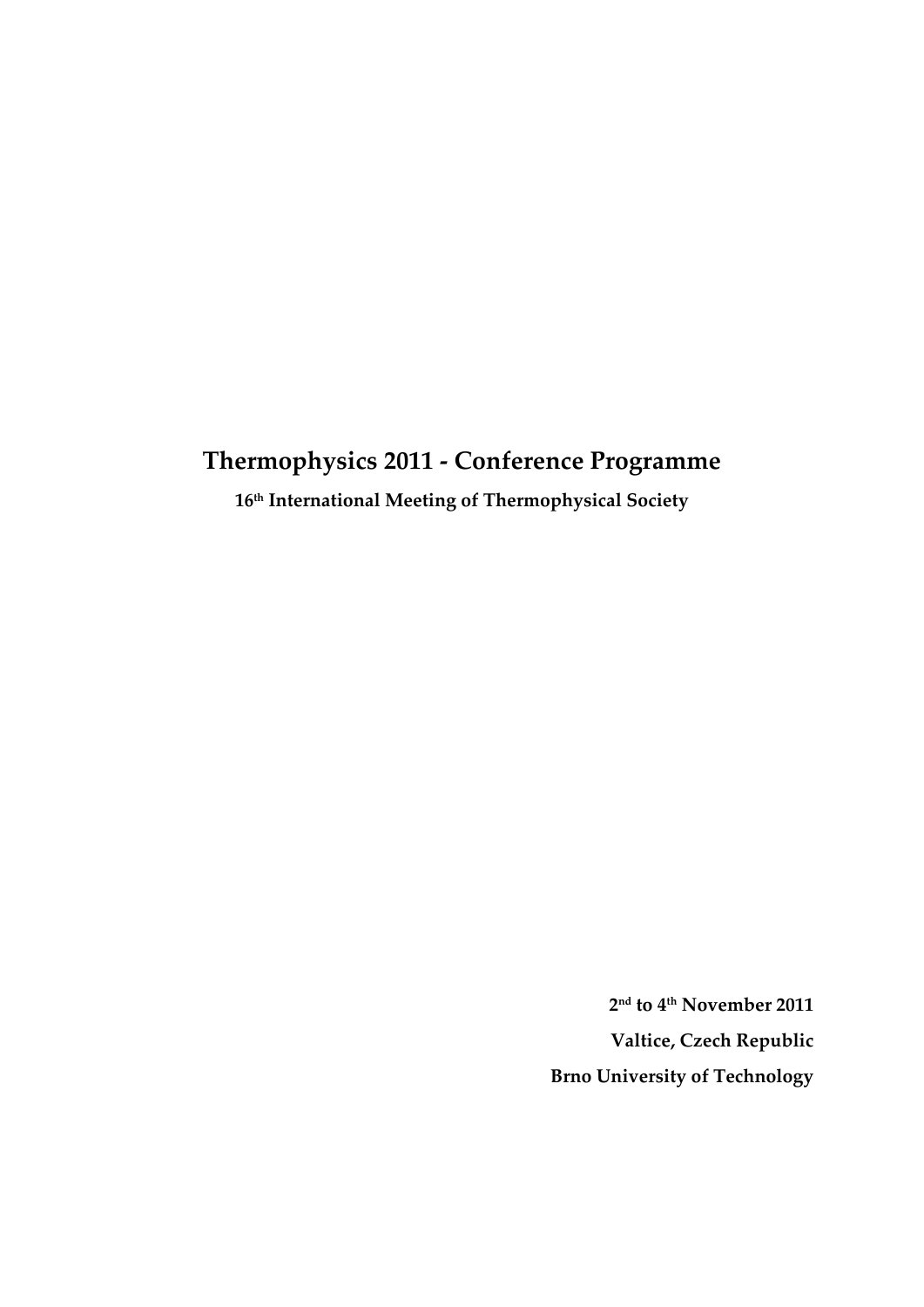# Thermophysics 2011 - Conference Programme

**16th International Meeting of Thermophysical Society**

**2nd to 4th November 2011**

**Valtice, Czech Republic**

**Brno University of Technology**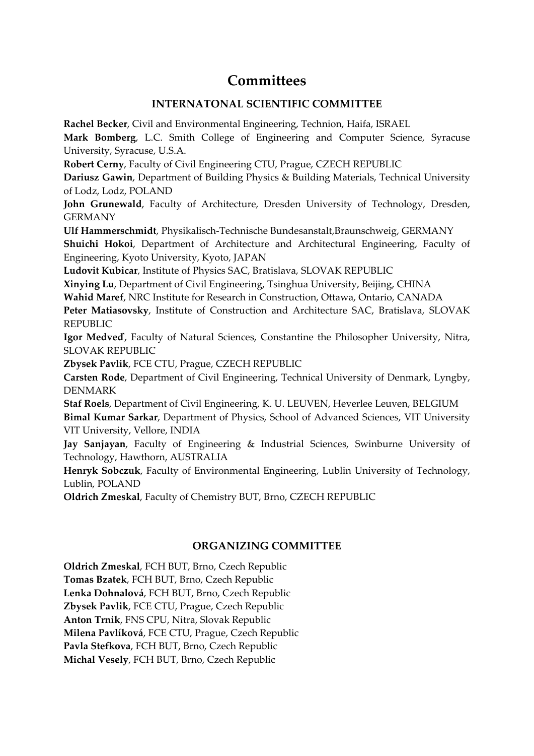# Committees

## INTERNATONAL SCIENTIFIC COMMITTEE

**Rachel Becker**, Civil and Environmental Engineering, Technion, Haifa, ISRAEL  
**Mark Bomberg**, L.C. Smith College of Engineering and Computer Science, Syracuse University, Syracuse, U.S.A.  
**Robert Cerny**, Faculty of Civil Engineering CTU, Prague, CZECH REPUBLIC  
**Dariusz Gawin**, Department of Building Physics & Building Materials, Technical University of Lodz, Lodz, POLAND  
**John Grunewald**, Faculty of Architecture, Dresden University of Technology, Dresden, GERMANY  
**Ulf Hammerschmidt**, Physikalisch-Technische Bundesanstalt,Braunschweig, GERMANY  
**Shuichi Hokoi**, Department of Architecture and Architectural Engineering, Faculty of Engineering, Kyoto University, Kyoto, JAPAN  
**Ludovit Kubicar**, Institute of Physics SAC, Bratislava, SLOVAK REPUBLIC  
**Xinying Lu**, Department of Civil Engineering, Tsinghua University, Beijing, CHINA  
**Wahid Maref**, NRC Institute for Research in Construction, Ottawa, Ontario, CANADA  
**Peter Matiasovsky**, Institute of Construction and Architecture SAC, Bratislava, SLOVAK REPUBLIC  
**Igor Medveď**, Faculty of Natural Sciences, Constantine the Philosopher University, Nitra, SLOVAK REPUBLIC  
**Zbysek Pavlik**, FCE CTU, Prague, CZECH REPUBLIC  
**Carsten Rode**, Department of Civil Engineering, Technical University of Denmark, Lyngby, DENMARK  
**Staf Roels**, Department of Civil Engineering, K. U. LEUVEN, Heverlee Leuven, BELGIUM  
**Bimal Kumar Sarkar**, Department of Physics, School of Advanced Sciences, VIT University VIT University, Vellore, INDIA  
**Jay Sanjayan**, Faculty of Engineering & Industrial Sciences, Swinburne University of Technology, Hawthorn, AUSTRALIA  
**Henryk Sobczuk**, Faculty of Environmental Engineering, Lublin University of Technology, Lublin, POLAND  
**Oldrich Zmeskal**, Faculty of Chemistry BUT, Brno, CZECH REPUBLIC

## ORGANIZING COMMITTEE

**Oldrich Zmeskal**, FCH BUT, Brno, Czech Republic  
**Tomas Bzatek**, FCH BUT, Brno, Czech Republic  
**Lenka Dohnalová**, FCH BUT, Brno, Czech Republic  
**Zbysek Pavlik**, FCE CTU, Prague, Czech Republic  
**Anton Trnik**, FNS CPU, Nitra, Slovak Republic  
**Milena Pavlíková**, FCE CTU, Prague, Czech Republic  
**Pavla Stefkova**, FCH BUT, Brno, Czech Republic  
**Michal Vesely**, FCH BUT, Brno, Czech Republic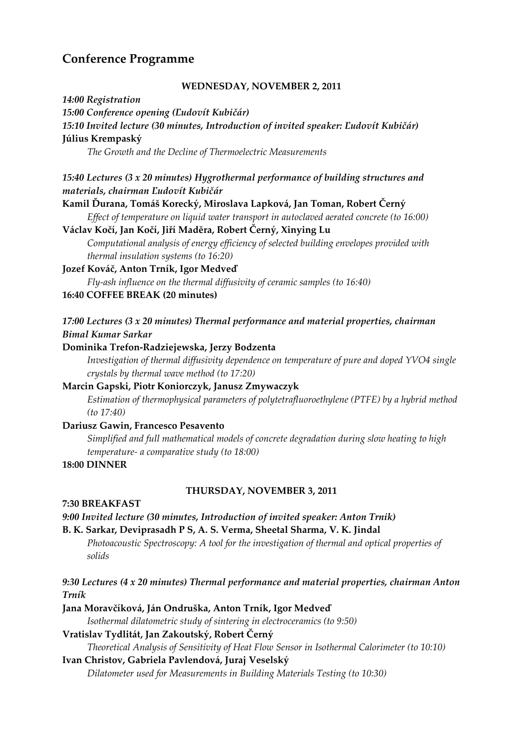# Conference Programme

**WEDNESDAY, NOVEMBER 2, 2011**

***14:00 Registration***

***15:00 Conference opening (Ľudovít Kubičár)***

***15:10 Invited lecture (30 minutes, Introduction of invited speaker: Ľudovít Kubičár)***

**Július Krempaský**

*The Growth and the Decline of Thermoelectric Measurements*

***15:40 Lectures (3 x 20 minutes) Hygrothermal performance of building structures and materials, chairman Ľudovít Kubičár***

**Kamil Ďurana, Tomáš Korecký, Miroslava Lapková, Jan Toman, Robert Černý**

*Effect of temperature on liquid water transport in autoclaved aerated concrete (to 16:00)*

**Václav Kočí, Jan Kočí, Jiří Maděra, Robert Černý, Xinying Lu**

*Computational analysis of energy efficiency of selected building envelopes provided with thermal insulation systems (to 16:20)*

**Jozef Kováč, Anton Trník, Igor Medveď**

*Fly-ash influence on the thermal diffusivity of ceramic samples (to 16:40)*

**16:40 COFFEE BREAK (20 minutes)**

***17:00 Lectures (3 x 20 minutes) Thermal performance and material properties, chairman Bimal Kumar Sarkar***

**Dominika Trefon-Radziejewska, Jerzy Bodzenta**

*Investigation of thermal diffusivity dependence on temperature of pure and doped YVO4 single crystals by thermal wave method (to 17:20)*

**Marcin Gapski, Piotr Koniorczyk, Janusz Zmywaczyk**

*Estimation of thermophysical parameters of polytetrafluoroethylene (PTFE) by a hybrid method (to 17:40)*

**Dariusz Gawin, Francesco Pesavento**

*Simplified and full mathematical models of concrete degradation during slow heating to high temperature- a comparative study (to 18:00)*

**18:00 DINNER**

**THURSDAY, NOVEMBER 3, 2011**

**7:30 BREAKFAST**

***9:00 Invited lecture (30 minutes, Introduction of invited speaker: Anton Trnik)***

**B. K. Sarkar, Deviprasadh P S, A. S. Verma, Sheetal Sharma, V. K. Jindal**

*Photoacoustic Spectroscopy: A tool for the investigation of thermal and optical properties of solids*

***9:30 Lectures (4 x 20 minutes) Thermal performance and material properties, chairman Anton Trník***

**Jana Moravčíková, Ján Ondruška, Anton Trník, Igor Medveď**

*Isothermal dilatometric study of sintering in electroceramics (to 9:50)*

**Vratislav Tydlitát, Jan Zakoutský, Robert Černý**

*Theoretical Analysis of Sensitivity of Heat Flow Sensor in Isothermal Calorimeter (to 10:10)*

**Ivan Christov, Gabriela Pavlendová, Juraj Veselský**

*Dilatometer used for Measurements in Building Materials Testing (to 10:30)*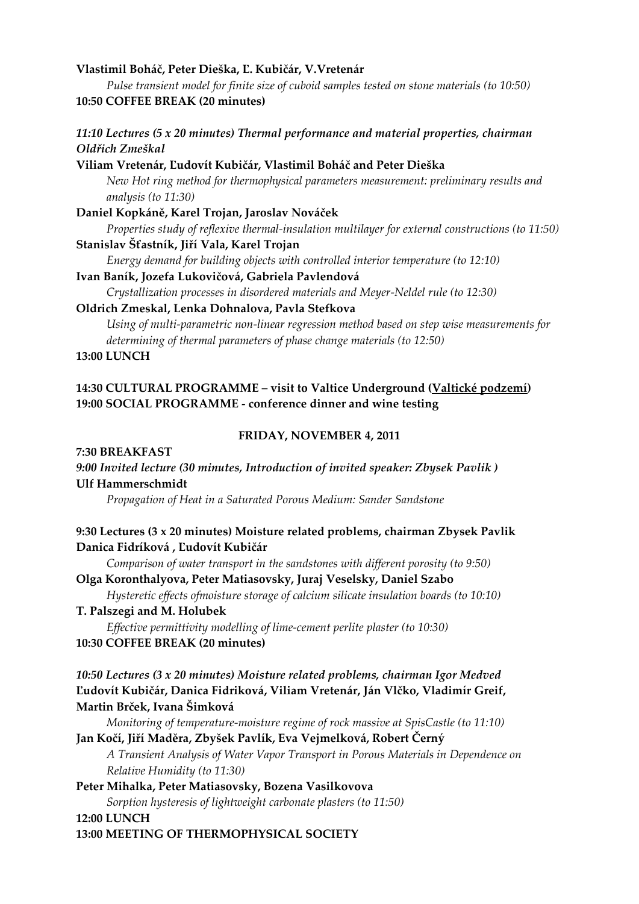**Vlastimil Boháč, Peter Dieška, Ľ. Kubičár, V.Vretenár**

*Pulse transient model for finite size of cuboid samples tested on stone materials (to 10:50)*

**10:50 COFFEE BREAK (20 minutes)**

***11:10 Lectures (5 x 20 minutes) Thermal performance and material properties, chairman Oldřich Zmeškal***

**Viliam Vretenár, Ľudovít Kubičár, Vlastimil Boháč and Peter Dieška**

*New Hot ring method for thermophysical parameters measurement: preliminary results and analysis (to 11:30)*

**Daniel Kopkáně, Karel Trojan, Jaroslav Nováček**

*Properties study of reflexive thermal-insulation multilayer for external constructions (to 11:50)*

**Stanislav Šťastník, Jiří Vala, Karel Trojan**

*Energy demand for building objects with controlled interior temperature (to 12:10)*

**Ivan Baník, Jozefa Lukovičová, Gabriela Pavlendová**

*Crystallization processes in disordered materials and Meyer-Neldel rule (to 12:30)*

**Oldrich Zmeskal, Lenka Dohnalova, Pavla Stefkova**

*Using of multi-parametric non-linear regression method based on step wise measurements for determining of thermal parameters of phase change materials (to 12:50)*

**13:00 LUNCH**

**14:30 CULTURAL PROGRAMME – visit to Valtice Underground (Valtické podzemí)**
**19:00 SOCIAL PROGRAMME - conference dinner and wine testing**

**FRIDAY, NOVEMBER 4, 2011**

**7:30 BREAKFAST**

***9:00 Invited lecture (30 minutes, Introduction of invited speaker: Zbysek Pavlik )***

**Ulf Hammerschmidt**

*Propagation of Heat in a Saturated Porous Medium: Sander Sandstone*

**9:30 Lectures (3 x 20 minutes) Moisture related problems, chairman Zbysek Pavlik**

**Danica Fidríková , Ľudovít Kubičár**

*Comparison of water transport in the sandstones with different porosity (to 9:50)*

**Olga Koronthalyova, Peter Matiasovsky, Juraj Veselsky, Daniel Szabo**

*Hysteretic effects ofmoisture storage of calcium silicate insulation boards (to 10:10)*

**T. Palszegi and M. Holubek**

*Effective permittivity modelling of lime-cement perlite plaster (to 10:30)*

**10:30 COFFEE BREAK (20 minutes)**

***10:50 Lectures (3 x 20 minutes) Moisture related problems, chairman Igor Medved***

**Ľudovít Kubičár, Danica Fidriková, Viliam Vretenár, Ján Vlčko, Vladimír Greif, Martin Brček, Ivana Šimková**

*Monitoring of temperature-moisture regime of rock massive at SpisCastle (to 11:10)*

**Jan Kočí, Jiří Maděra, Zbyšek Pavlík, Eva Vejmelková, Robert Černý**

*A Transient Analysis of Water Vapor Transport in Porous Materials in Dependence on Relative Humidity (to 11:30)*

**Peter Mihalka, Peter Matiasovsky, Bozena Vasilkovova**

*Sorption hysteresis of lightweight carbonate plasters (to 11:50)*

**12:00 LUNCH**

**13:00 MEETING OF THERMOPHYSICAL SOCIETY**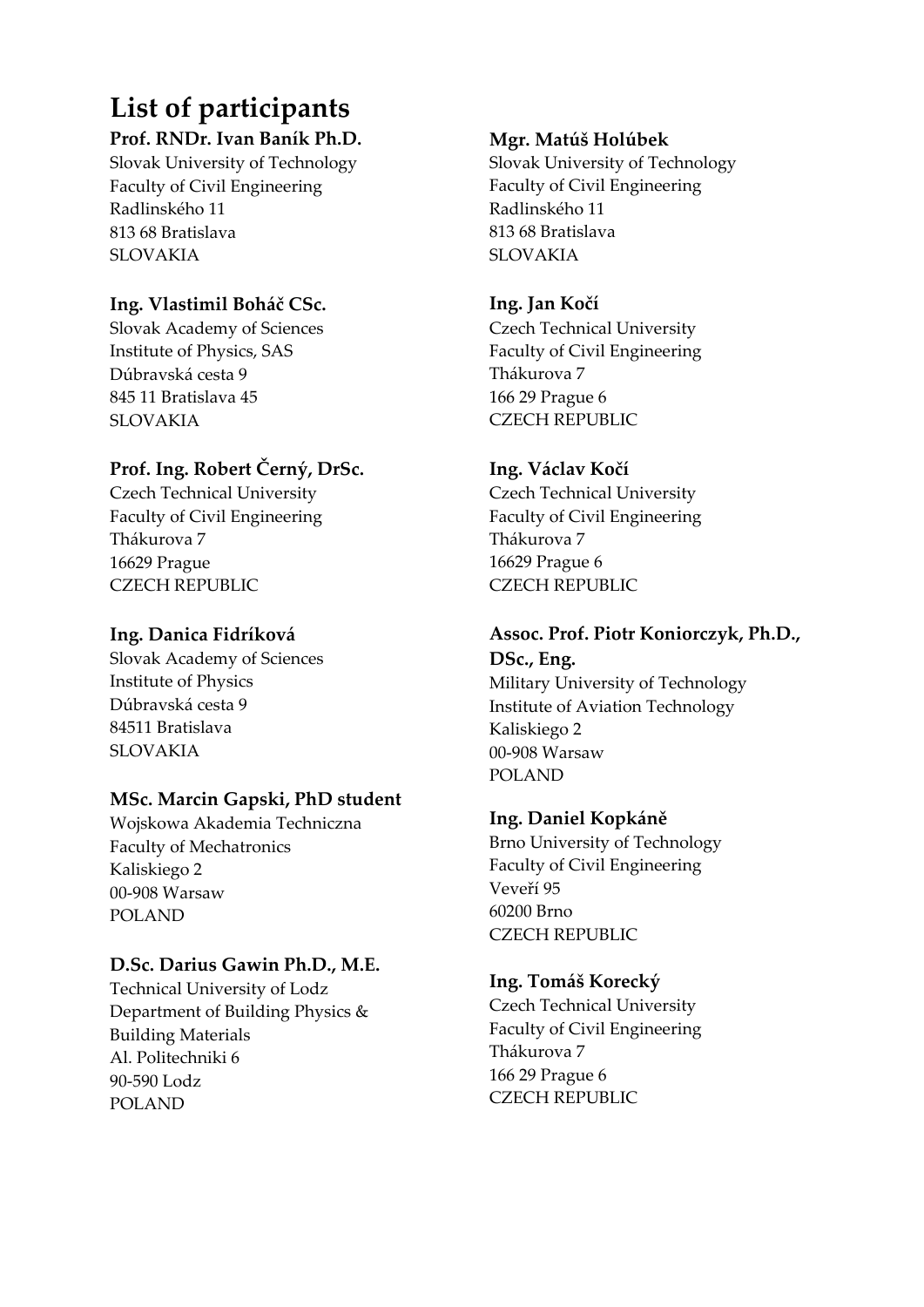# List of participants

**Prof. RNDr. Ivan Baník Ph.D.**
Slovak University of Technology
Faculty of Civil Engineering
Radlinského 11
813 68 Bratislava
SLOVAKIA

**Ing. Vlastimil Boháč CSc.**
Slovak Academy of Sciences
Institute of Physics, SAS
Dúbravská cesta 9
845 11 Bratislava 45
SLOVAKIA

**Prof. Ing. Robert Černý, DrSc.**
Czech Technical University
Faculty of Civil Engineering
Thákurova 7
16629 Prague
CZECH REPUBLIC

**Ing. Danica Fidríková**
Slovak Academy of Sciences
Institute of Physics
Dúbravská cesta 9
84511 Bratislava
SLOVAKIA

**MSc. Marcin Gapski, PhD student**
Wojskowa Akademia Techniczna
Faculty of Mechatronics
Kaliskiego 2
00-908 Warsaw
POLAND

**D.Sc. Darius Gawin Ph.D., M.E.**
Technical University of Lodz
Department of Building Physics & Building Materials
Al. Politechniki 6
90-590 Lodz
POLAND

**Mgr. Matúš Holúbek**
Slovak University of Technology
Faculty of Civil Engineering
Radlinského 11
813 68 Bratislava
SLOVAKIA

**Ing. Jan Kočí**
Czech Technical University
Faculty of Civil Engineering
Thákurova 7
166 29 Prague 6
CZECH REPUBLIC

**Ing. Václav Kočí**
Czech Technical University
Faculty of Civil Engineering
Thákurova 7
16629 Prague 6
CZECH REPUBLIC

**Assoc. Prof. Piotr Koniorczyk, Ph.D., DSc., Eng.**
Military University of Technology
Institute of Aviation Technology
Kaliskiego 2
00-908 Warsaw
POLAND

**Ing. Daniel Kopkáně**
Brno University of Technology
Faculty of Civil Engineering
Veveří 95
60200 Brno
CZECH REPUBLIC

**Ing. Tomáš Korecký**
Czech Technical University
Faculty of Civil Engineering
Thákurova 7
166 29 Prague 6
CZECH REPUBLIC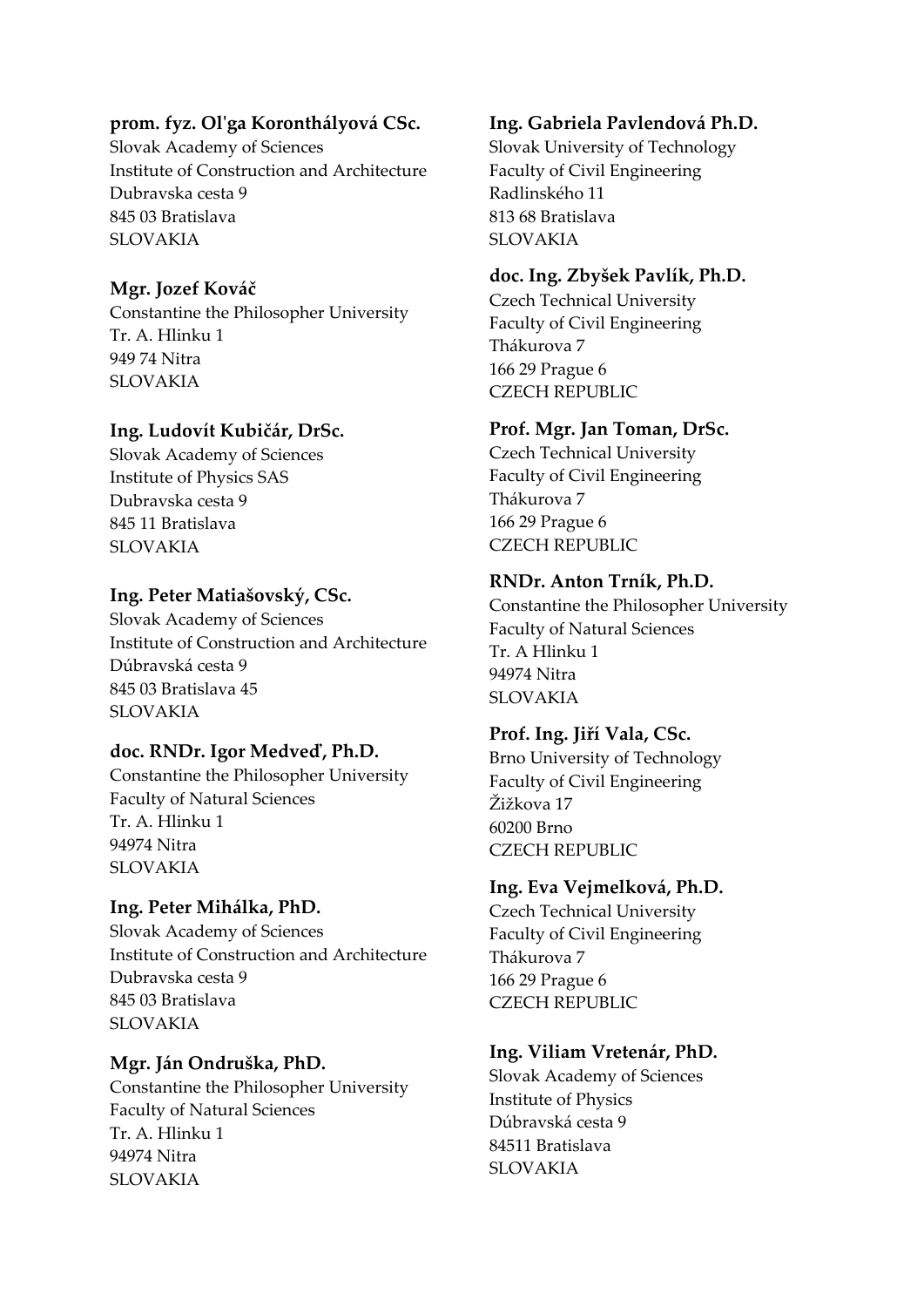**prom. fyz. Ol'ga Koronthályová CSc.**
Slovak Academy of Sciences
Institute of Construction and Architecture
Dubravska cesta 9
845 03 Bratislava
SLOVAKIA

**Mgr. Jozef Kováč**
Constantine the Philosopher University
Tr. A. Hlinku 1
949 74 Nitra
SLOVAKIA

**Ing. Ludovít Kubičár, DrSc.**
Slovak Academy of Sciences
Institute of Physics SAS
Dubravska cesta 9
845 11 Bratislava
SLOVAKIA

**Ing. Peter Matiašovský, CSc.**
Slovak Academy of Sciences
Institute of Construction and Architecture
Dúbravská cesta 9
845 03 Bratislava 45
SLOVAKIA

**doc. RNDr. Igor Medveď, Ph.D.**
Constantine the Philosopher University
Faculty of Natural Sciences
Tr. A. Hlinku 1
94974 Nitra
SLOVAKIA

**Ing. Peter Mihálka, PhD.**
Slovak Academy of Sciences
Institute of Construction and Architecture
Dubravska cesta 9
845 03 Bratislava
SLOVAKIA

**Mgr. Ján Ondruška, PhD.**
Constantine the Philosopher University
Faculty of Natural Sciences
Tr. A. Hlinku 1
94974 Nitra
SLOVAKIA

**Ing. Gabriela Pavlendová Ph.D.**
Slovak University of Technology
Faculty of Civil Engineering
Radlinského 11
813 68 Bratislava
SLOVAKIA

**doc. Ing. Zbyšek Pavlík, Ph.D.**
Czech Technical University
Faculty of Civil Engineering
Thákurova 7
166 29 Prague 6
CZECH REPUBLIC

**Prof. Mgr. Jan Toman, DrSc.**
Czech Technical University
Faculty of Civil Engineering
Thákurova 7
166 29 Prague 6
CZECH REPUBLIC

**RNDr. Anton Trník, Ph.D.**
Constantine the Philosopher University
Faculty of Natural Sciences
Tr. A Hlinku 1
94974 Nitra
SLOVAKIA

**Prof. Ing. Jiří Vala, CSc.**
Brno University of Technology
Faculty of Civil Engineering
Žižkova 17
60200 Brno
CZECH REPUBLIC

**Ing. Eva Vejmelková, Ph.D.**
Czech Technical University
Faculty of Civil Engineering
Thákurova 7
166 29 Prague 6
CZECH REPUBLIC

**Ing. Viliam Vretenár, PhD.**
Slovak Academy of Sciences
Institute of Physics
Dúbravská cesta 9
84511 Bratislava
SLOVAKIA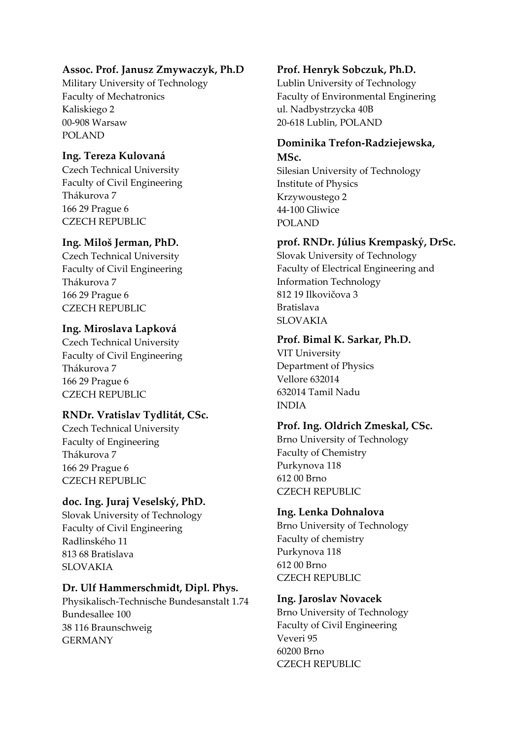**Assoc. Prof. Janusz Zmywaczyk, Ph.D**
Military University of Technology
Faculty of Mechatronics
Kaliskiego 2
00-908 Warsaw
POLAND

**Ing. Tereza Kulovaná**
Czech Technical University
Faculty of Civil Engineering
Thákurova 7
166 29 Prague 6
CZECH REPUBLIC

**Ing. Miloš Jerman, PhD.**
Czech Technical University
Faculty of Civil Engineering
Thákurova 7
166 29 Prague 6
CZECH REPUBLIC

**Ing. Miroslava Lapková**
Czech Technical University
Faculty of Civil Engineering
Thákurova 7
166 29 Prague 6
CZECH REPUBLIC

**RNDr. Vratislav Tydlitát, CSc.**
Czech Technical University
Faculty of Engineering
Thákurova 7
166 29 Prague 6
CZECH REPUBLIC

**doc. Ing. Juraj Veselský, PhD.**
Slovak University of Technology
Faculty of Civil Engineering
Radlinského 11
813 68 Bratislava
SLOVAKIA

**Dr. Ulf Hammerschmidt, Dipl. Phys.**
Physikalisch-Technische Bundesanstalt 1.74
Bundesallee 100
38 116 Braunschweig
GERMANY

**Prof. Henryk Sobczuk, Ph.D.**
Lublin University of Technology
Faculty of Environmental Enginering
ul. Nadbystrzycka 40B
20-618 Lublin, POLAND

**Dominika Trefon-Radziejewska, MSc.**
Silesian University of Technology
Institute of Physics
Krzywoustego 2
44-100 Gliwice
POLAND

**prof. RNDr. Július Krempaský, DrSc.**
Slovak University of Technology
Faculty of Electrical Engineering and Information Technology
812 19 Ilkovičova 3
Bratislava
SLOVAKIA

**Prof. Bimal K. Sarkar, Ph.D.**
VIT University
Department of Physics
Vellore 632014
632014 Tamil Nadu
INDIA

**Prof. Ing. Oldrich Zmeskal, CSc.**
Brno University of Technology
Faculty of Chemistry
Purkynova 118
612 00 Brno
CZECH REPUBLIC

**Ing. Lenka Dohnalova**
Brno University of Technology
Faculty of chemistry
Purkynova 118
612 00 Brno
CZECH REPUBLIC

**Ing. Jaroslav Novacek**
Brno University of Technology
Faculty of Civil Engineering
Veveri 95
60200 Brno
CZECH REPUBLIC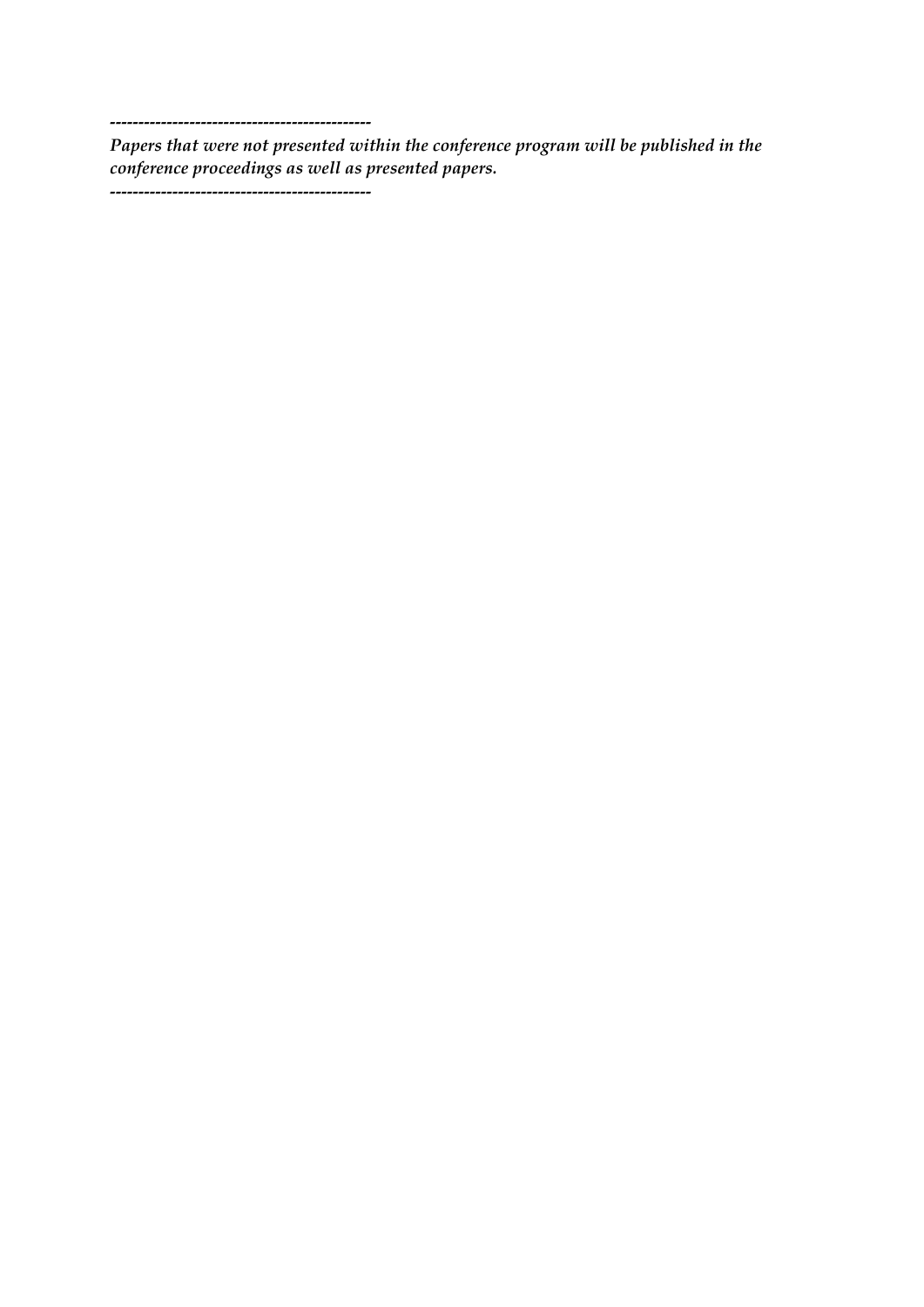*----------------------------------------------*

***Papers that were not presented within the conference program will be published in the conference proceedings as well as presented papers.***

*----------------------------------------------*